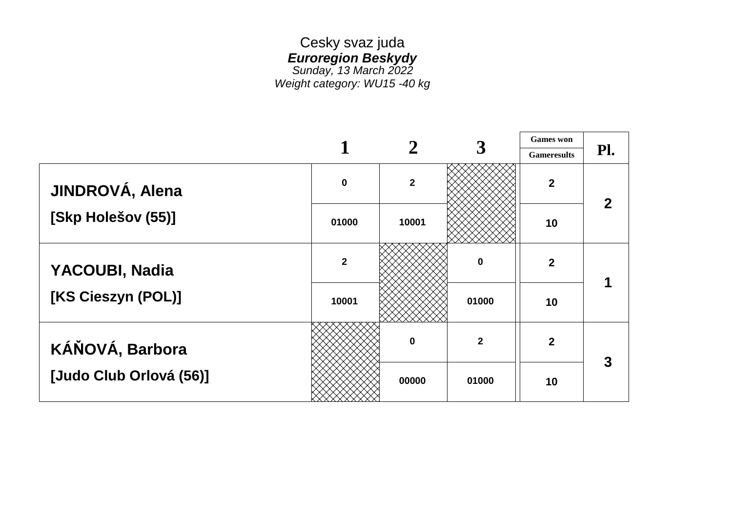Cesky svaz juda

***Euroregion Beskydy***

*Sunday, 13 March 2022*

*Weight category: WU15 -40 kg*

| | 1 | 2 | 3 | Games won / Gameresults | Pl. |
|---|---|---|---|---|---|
| **JINDROVÁ, Alena** [Skp Holešov (55)] | 0 | 2 | | 2 | 2 |
| | 01000 | 10001 | | 10 | |
| **YACOUBI, Nadia** [KS Cieszyn (POL)] | 2 | | 0 | 2 | 1 |
| | 10001 | | 01000 | 10 | |
| **KÁŇOVÁ, Barbora** [Judo Club Orlová (56)] | | 0 | 2 | 2 | 3 |
| | | 00000 | 01000 | 10 | |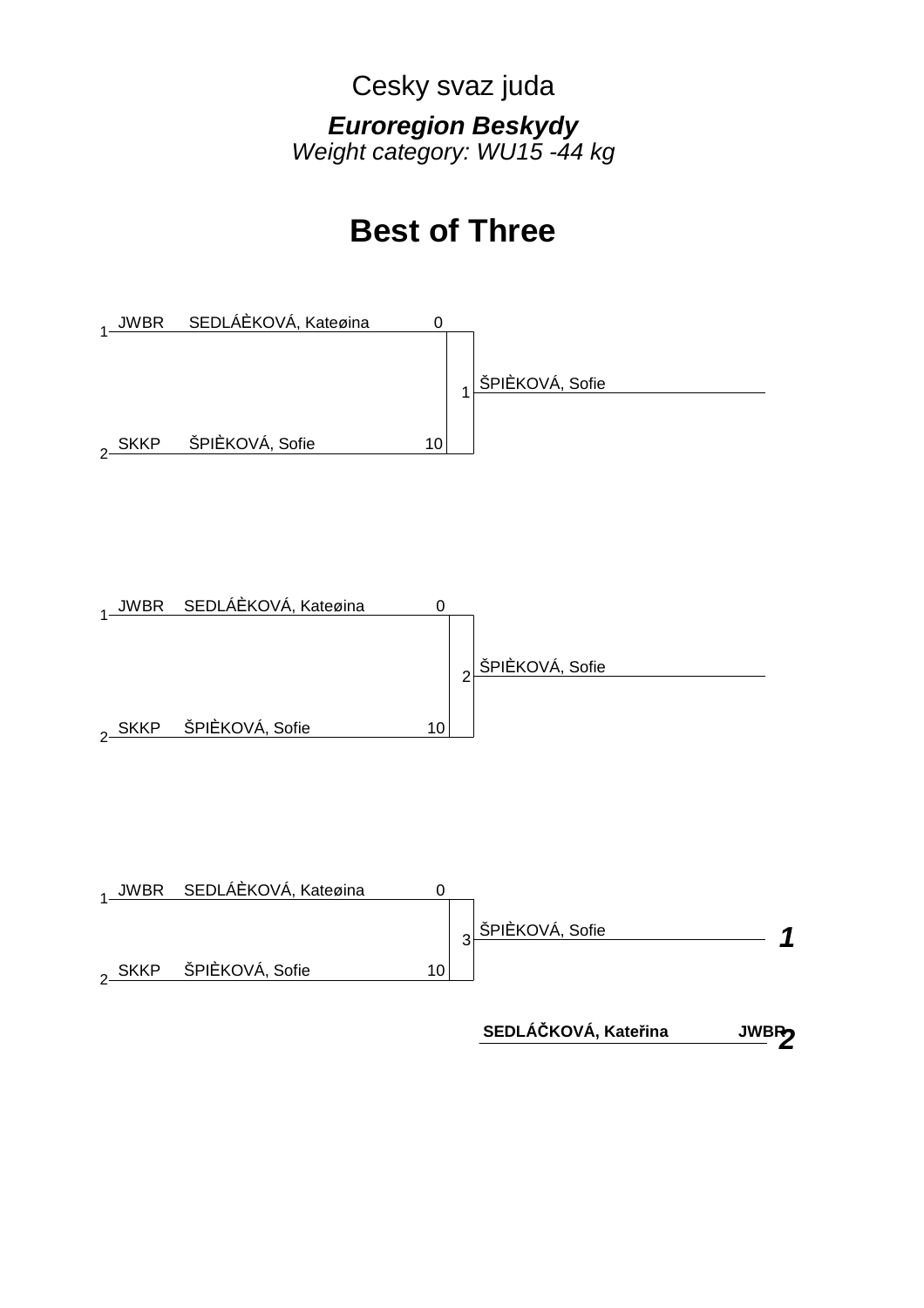Cesky svaz juda

***Euroregion Beskydy***
*Weight category: WU15 -44 kg*

# Best of Three

| | Club | Name | Score | Match | Winner |
|---|---|---|---|---|---|
| 1 | JWBR | SEDLÁÈKOVÁ, Kateøina | 0 | 1 | ŠPIÈKOVÁ, Sofie |
| 2 | SKKP | ŠPIÈKOVÁ, Sofie | 10 | | |

| | Club | Name | Score | Match | Winner |
|---|---|---|---|---|---|
| 1 | JWBR | SEDLÁÈKOVÁ, Kateøina | 0 | 2 | ŠPIÈKOVÁ, Sofie |
| 2 | SKKP | ŠPIÈKOVÁ, Sofie | 10 | | |

| | Club | Name | Score | Match | Winner |
|---|---|---|---|---|---|
| 1 | JWBR | SEDLÁÈKOVÁ, Kateøina | 0 | 3 | ŠPIÈKOVÁ, Sofie |
| 2 | SKKP | ŠPIÈKOVÁ, Sofie | 10 | | |

| Place | Name | Club |
|---|---|---|
| ***1*** | ŠPIÈKOVÁ, Sofie | |
| ***2*** | **SEDLÁČKOVÁ, Kateřina** | **JWBR** |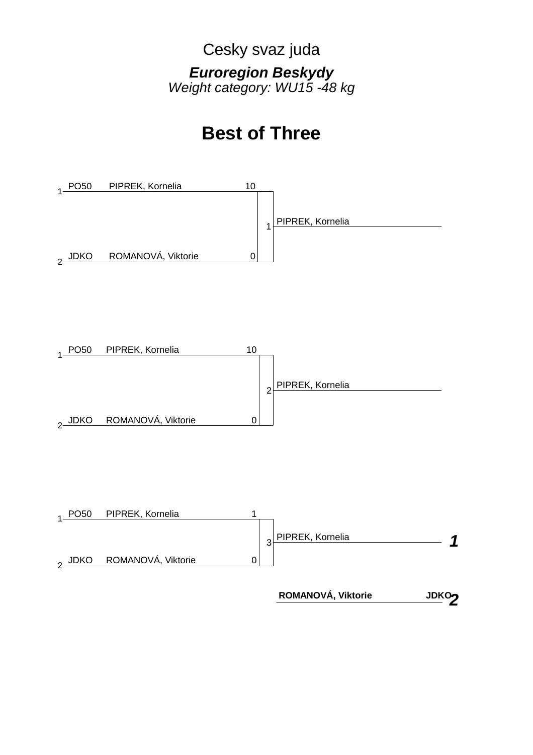Cesky svaz juda

***Euroregion Beskydy***
*Weight category: WU15 -48 kg*

# Best of Three

| | Club | Name | Score | Match | Winner |
|---|---|---|---|---|---|
| 1 | PO50 | PIPREK, Kornelia | 10 | 1 | PIPREK, Kornelia |
| 2 | JDKO | ROMANOVÁ, Viktorie | 0 | | |

| | Club | Name | Score | Match | Winner |
|---|---|---|---|---|---|
| 1 | PO50 | PIPREK, Kornelia | 10 | 2 | PIPREK, Kornelia |
| 2 | JDKO | ROMANOVÁ, Viktorie | 0 | | |

| | Club | Name | Score | Match | Winner |
|---|---|---|---|---|---|
| 1 | PO50 | PIPREK, Kornelia | 1 | 3 | PIPREK, Kornelia |
| 2 | JDKO | ROMANOVÁ, Viktorie | 0 | | |

| Place | Name | Club |
|---|---|---|
| ***1*** | PIPREK, Kornelia | |
| ***2*** | **ROMANOVÁ, Viktorie** | **JDKO** |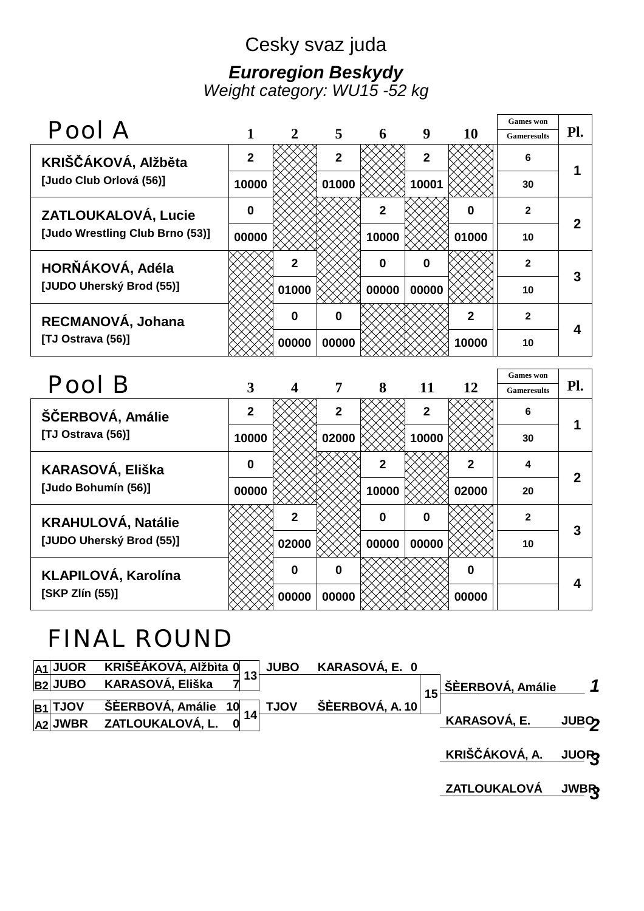Cesky svaz juda

***Euroregion Beskydy***

*Weight category: WU15 -52 kg*

## Pool A

| | 1 | 2 | 5 | 6 | 9 | 10 | Games won / Gameresults | Pl. |
|---|---|---|---|---|---|---|---|---|
| **KRIŠČÁKOVÁ, Alžběta** | 2 | | 2 | | 2 | | 6 | 1 |
| [Judo Club Orlová (56)] | 10000 | | 01000 | | 10001 | | 30 | |
| **ZATLOUKALOVÁ, Lucie** | 0 | | | 2 | | 0 | 2 | 2 |
| [Judo Wrestling Club Brno (53)] | 00000 | | | 10000 | | 01000 | 10 | |
| **HORŇÁKOVÁ, Adéla** | | 2 | | 0 | 0 | | 2 | 3 |
| [JUDO Uherský Brod (55)] | | 01000 | | 00000 | 00000 | | 10 | |
| **RECMANOVÁ, Johana** | | 0 | 0 | | | 2 | 2 | 4 |
| [TJ Ostrava (56)] | | 00000 | 00000 | | | 10000 | 10 | |

## Pool B

| | 3 | 4 | 7 | 8 | 11 | 12 | Games won / Gameresults | Pl. |
|---|---|---|---|---|---|---|---|---|
| **ŠČERBOVÁ, Amálie** | 2 | | 2 | | 2 | | 6 | 1 |
| [TJ Ostrava (56)] | 10000 | | 02000 | | 10000 | | 30 | |
| **KARASOVÁ, Eliška** | 0 | | | 2 | | 2 | 4 | 2 |
| [Judo Bohumín (56)] | 00000 | | | 10000 | | 02000 | 20 | |
| **KRAHULOVÁ, Natálie** | | 2 | | 0 | 0 | | 2 | 3 |
| [JUDO Uherský Brod (55)] | | 02000 | | 00000 | 00000 | | 10 | |
| **KLAPILOVÁ, Karolína** | | 0 | 0 | | | 0 | | 4 |
| [SKP Zlín (55)] | | 00000 | 00000 | | | 00000 | | |

## FINAL ROUND

| | Club | Name | Score | Match | Club | Name | Score | Match |
|---|---|---|---|---|---|---|---|---|
| A1 | JUOR | KRIŠÈÁKOVÁ, Alžbìta | 0 | 13 | JUBO | KARASOVÁ, E. | 0 | 15 |
| B2 | JUBO | KARASOVÁ, Eliška | 7 | | | | | |
| B1 | TJOV | ŠÈERBOVÁ, Amálie | 10 | 14 | TJOV | ŠÈERBOVÁ, A. | 10 | |
| A2 | JWBR | ZATLOUKALOVÁ, L. | 0 | | | | | |

| Place | Name | Club |
|---|---|---|
| 1 | ŠÈERBOVÁ, Amálie | |
| 2 | KARASOVÁ, E. | JUBO |
| 3 | KRIŠČÁKOVÁ, A. | JUOR |
| 3 | ZATLOUKALOVÁ | JWBR |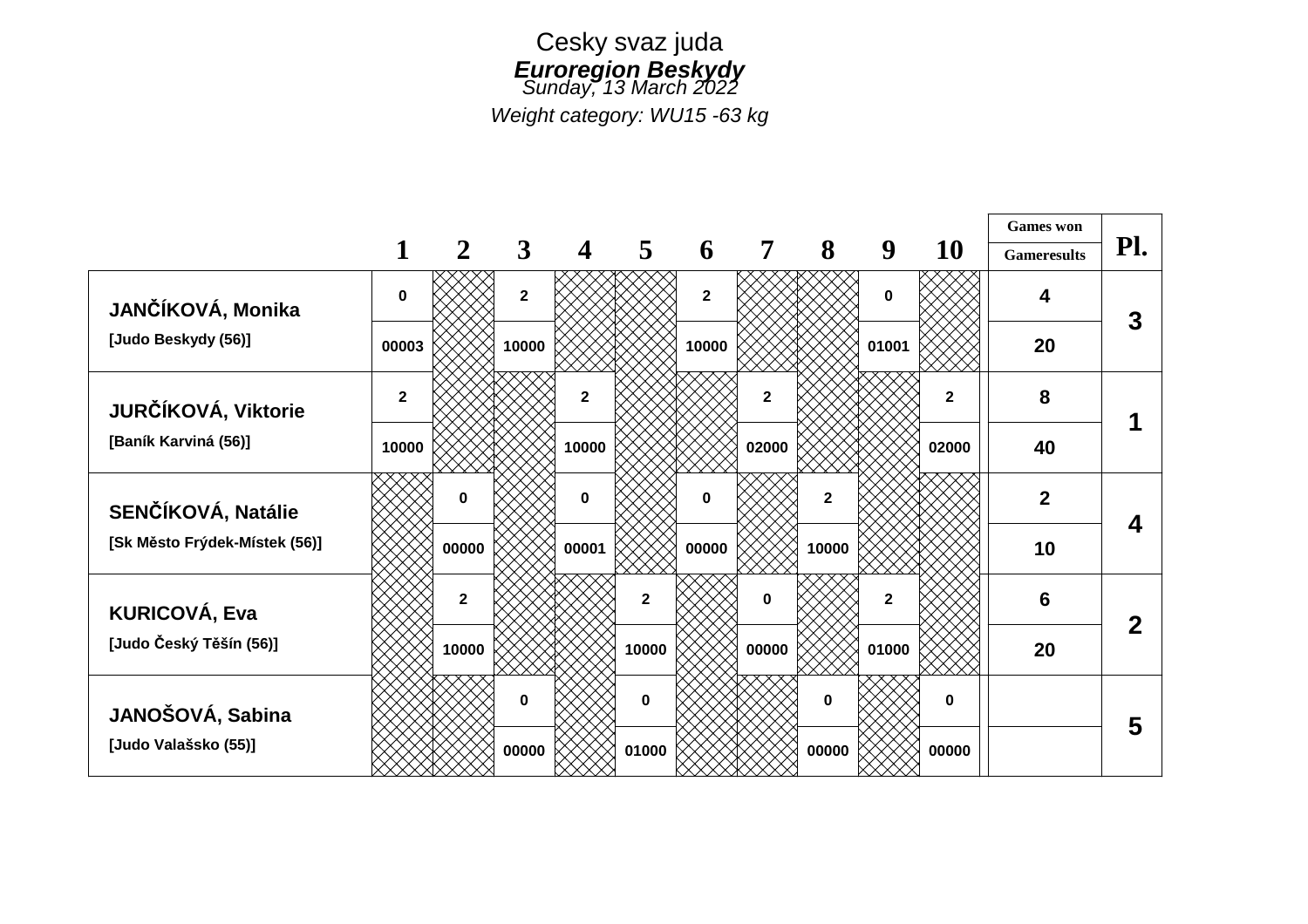Cesky svaz juda

***Euroregion Beskydy***

*Sunday, 13 March 2022*

*Weight category: WU15 -63 kg*

| | 1 | 2 | 3 | 4 | 5 | 6 | 7 | 8 | 9 | 10 | Games won / Gameresults | Pl. |
|---|---|---|---|---|---|---|---|---|---|---|---|---|
| **JANČÍKOVÁ, Monika** | 0 | | 2 | | | 2 | | | 0 | | 4 | 3 |
| **[Judo Beskydy (56)]** | 00003 | | 10000 | | | 10000 | | | 01001 | | 20 | |
| **JURČÍKOVÁ, Viktorie** | 2 | | | 2 | | | 2 | | | 2 | 8 | 1 |
| **[Baník Karviná (56)]** | 10000 | | | 10000 | | | 02000 | | | 02000 | 40 | |
| **SENČÍKOVÁ, Natálie** | | 0 | | 0 | | 0 | | 2 | | | 2 | 4 |
| **[Sk Město Frýdek-Místek (56)]** | | 00000 | | 00001 | | 00000 | | 10000 | | | 10 | |
| **KURICOVÁ, Eva** | | 2 | | | 2 | | 0 | | 2 | | 6 | 2 |
| **[Judo Český Těšín (56)]** | | 10000 | | | 10000 | | 00000 | | 01000 | | 20 | |
| **JANOŠOVÁ, Sabina** | | | 0 | | 0 | | | 0 | | 0 | | 5 |
| **[Judo Valašsko (55)]** | | | 00000 | | 01000 | | | 00000 | | 00000 | | |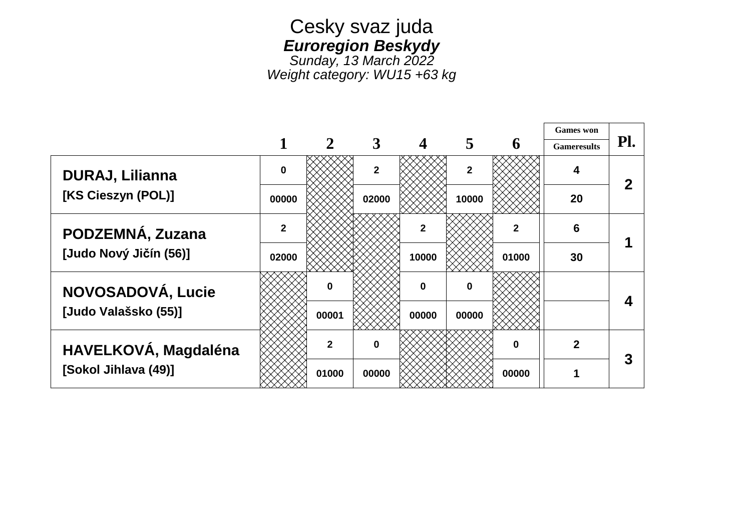# Cesky svaz juda

***Euroregion Beskydy***

*Sunday, 13 March 2022*

*Weight category: WU15 +63 kg*

| | 1 | 2 | 3 | 4 | 5 | 6 | Games won / Gameresults | Pl. |
|---|---|---|---|---|---|---|---|---|
| **DURAJ, Lilianna** | 0 | | 2 | | 2 | | 4 | 2 |
| **[KS Cieszyn (POL)]** | 00000 | | 02000 | | 10000 | | 20 | |
| **PODZEMNÁ, Zuzana** | 2 | | | 2 | | 2 | 6 | 1 |
| **[Judo Nový Jičín (56)]** | 02000 | | | 10000 | | 01000 | 30 | |
| **NOVOSADOVÁ, Lucie** | | 0 | | 0 | 0 | | | 4 |
| **[Judo Valašsko (55)]** | | 00001 | | 00000 | 00000 | | | |
| **HAVELKOVÁ, Magdaléna** | | 2 | 0 | | | 0 | 2 | 3 |
| **[Sokol Jihlava (49)]** | | 01000 | 00000 | | | 00000 | 1 | |